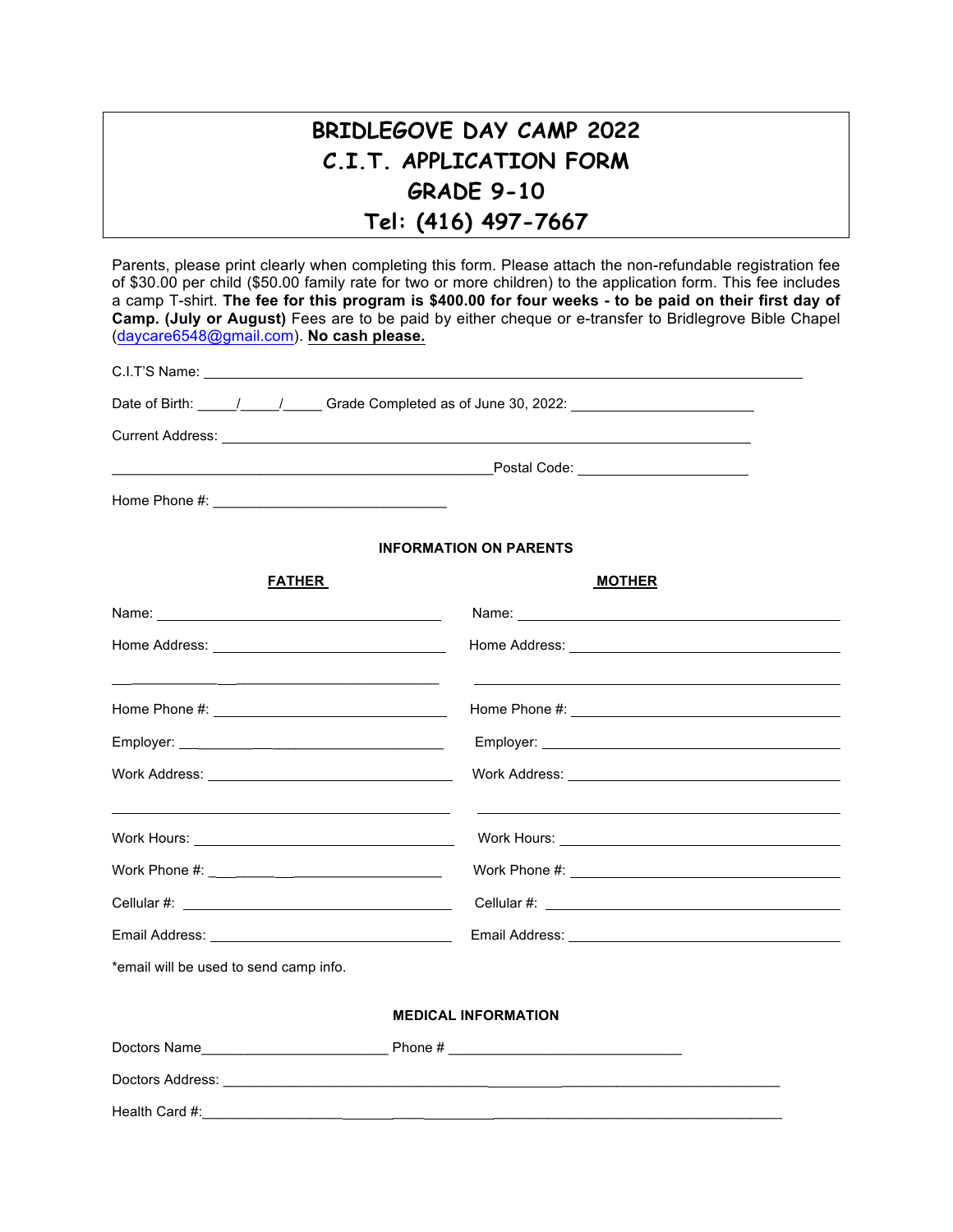# BRIDLEGOVE DAY CAMP 2022
# C.I.T. APPLICATION FORM
# GRADE 9-10
# Tel: (416) 497-7667

Parents, please print clearly when completing this form. Please attach the non-refundable registration fee of $30.00 per child ($50.00 family rate for two or more children) to the application form. This fee includes a camp T-shirt. **The fee for this program is $400.00 for four weeks - to be paid on their first day of Camp. (July or August)** Fees are to be paid by either cheque or e-transfer to Bridlegrove Bible Chapel (daycare6548@gmail.com). **No cash please.**

C.I.T'S Name: ______________________________________________

Date of Birth: _____/_____/_____ Grade Completed as of June 30, 2022: ______________________

Current Address: ______________________________________________

______________________________________________Postal Code: ______________________

Home Phone #: ______________________________

**INFORMATION ON PARENTS**

| FATHER | MOTHER |
| --- | --- |
| Name: | Name: |
| Home Address: | Home Address: |
| | |
| Home Phone #: | Home Phone #: |
| Employer: | Employer: |
| Work Address: | Work Address: |
| | |
| Work Hours: | Work Hours: |
| Work Phone #: | Work Phone #: |
| Cellular #: | Cellular #: |
| Email Address: | Email Address: |

*email will be used to send camp info.

**MEDICAL INFORMATION**

Doctors Name________________________ Phone # ______________________________

Doctors Address: ______________________________________________

Health Card #:______________________________________________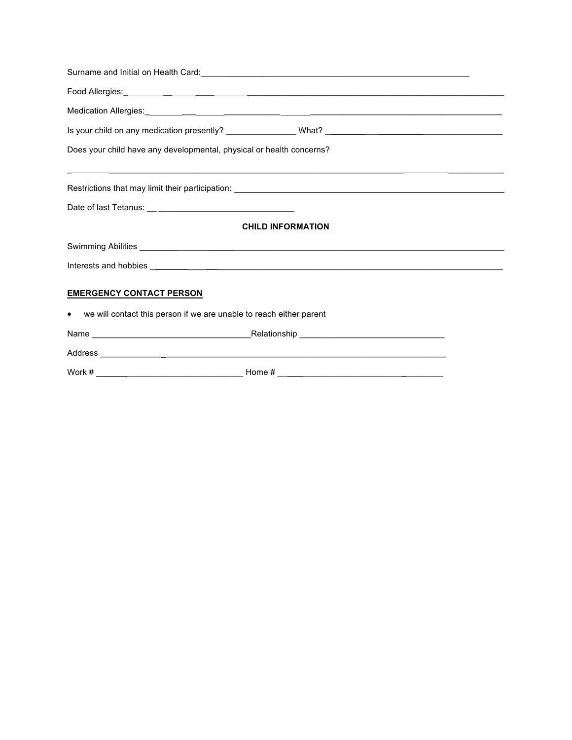Surname and Initial on Health Card:_______________________________________________

Food Allergies:_______________________________________________________________

Medication Allergies:___________________________________________________________

Is your child on any medication presently? _______________ What? ___________________________

Does your child have any developmental, physical or health concerns?

_________________________________________________________________________________

Restrictions that may limit their participation: ______________________________________________

Date of last Tetanus: ______________________________

**CHILD INFORMATION**

Swimming Abilities ____________________________________________________________________

Interests and hobbies __________________________________________________________________

**EMERGENCY CONTACT PERSON**

- we will contact this person if we are unable to reach either parent

Name __________________________________Relationship _______________________________

Address _________________________________________________________________________

Work # ______________________________ Home # _________________________________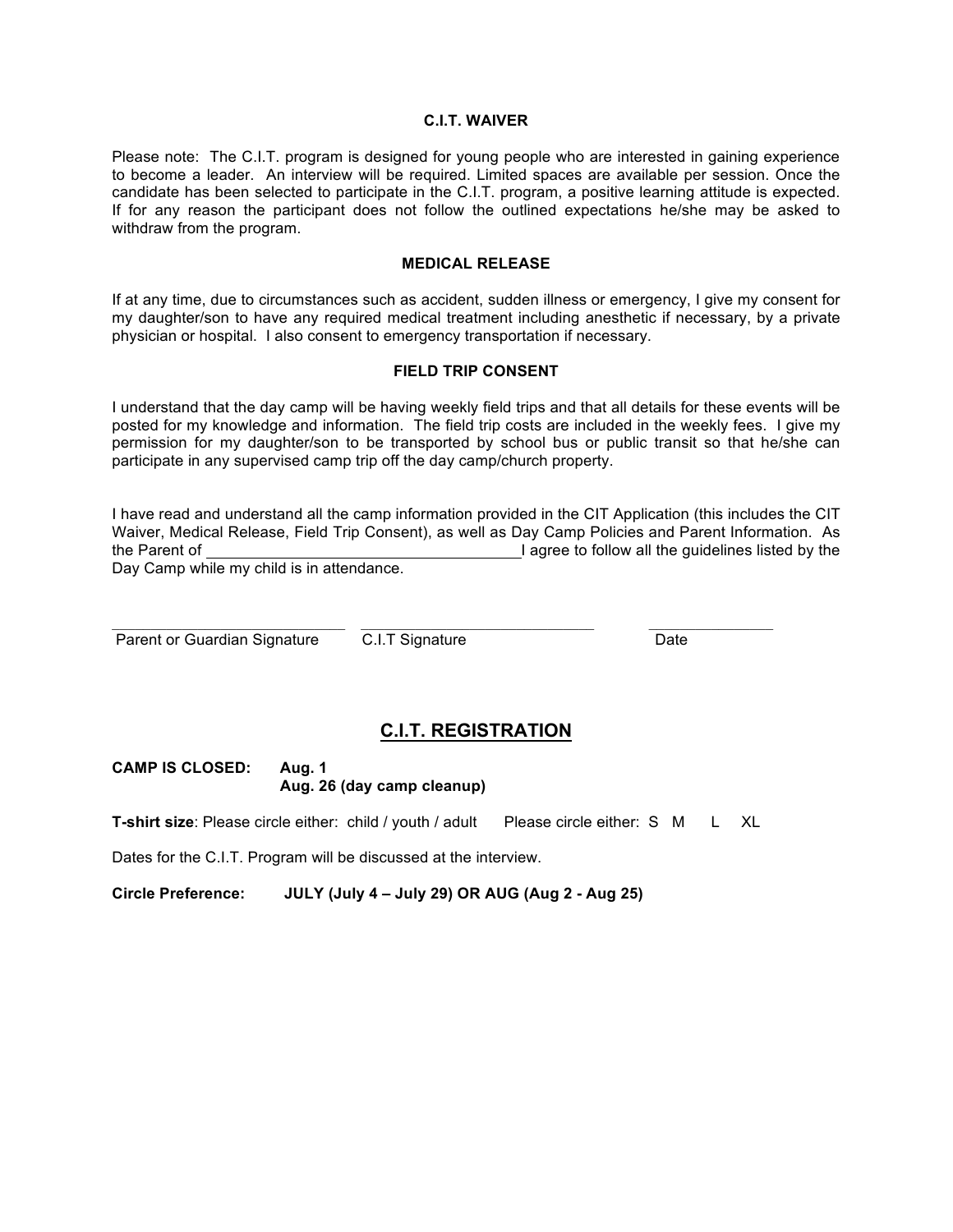### C.I.T. WAIVER

Please note: The C.I.T. program is designed for young people who are interested in gaining experience to become a leader. An interview will be required. Limited spaces are available per session. Once the candidate has been selected to participate in the C.I.T. program, a positive learning attitude is expected. If for any reason the participant does not follow the outlined expectations he/she may be asked to withdraw from the program.

### MEDICAL RELEASE

If at any time, due to circumstances such as accident, sudden illness or emergency, I give my consent for my daughter/son to have any required medical treatment including anesthetic if necessary, by a private physician or hospital. I also consent to emergency transportation if necessary.

### FIELD TRIP CONSENT

I understand that the day camp will be having weekly field trips and that all details for these events will be posted for my knowledge and information. The field trip costs are included in the weekly fees. I give my permission for my daughter/son to be transported by school bus or public transit so that he/she can participate in any supervised camp trip off the day camp/church property.

I have read and understand all the camp information provided in the CIT Application (this includes the CIT Waiver, Medical Release, Field Trip Consent), as well as Day Camp Policies and Parent Information. As the Parent of ______________________________ I agree to follow all the guidelines listed by the Day Camp while my child is in attendance.

______________________________ ______________________________ ______________

Parent or Guardian Signature C.I.T Signature Date

## C.I.T. REGISTRATION

**CAMP IS CLOSED: Aug. 1**
**Aug. 26 (day camp cleanup)**

**T-shirt size**: Please circle either: child / youth / adult Please circle either: S M L XL

Dates for the C.I.T. Program will be discussed at the interview.

**Circle Preference: JULY (July 4 – July 29) OR AUG (Aug 2 - Aug 25)**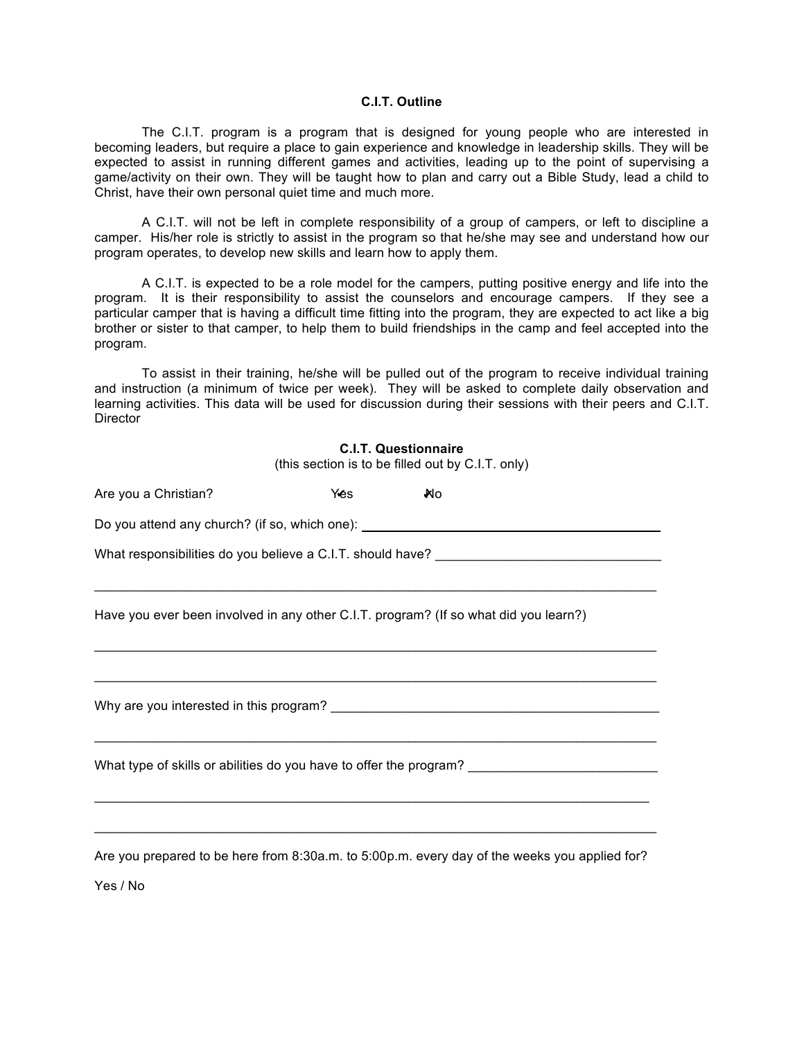## C.I.T. Outline

The C.I.T. program is a program that is designed for young people who are interested in becoming leaders, but require a place to gain experience and knowledge in leadership skills. They will be expected to assist in running different games and activities, leading up to the point of supervising a game/activity on their own. They will be taught how to plan and carry out a Bible Study, lead a child to Christ, have their own personal quiet time and much more.

A C.I.T. will not be left in complete responsibility of a group of campers, or left to discipline a camper. His/her role is strictly to assist in the program so that he/she may see and understand how our program operates, to develop new skills and learn how to apply them.

A C.I.T. is expected to be a role model for the campers, putting positive energy and life into the program. It is their responsibility to assist the counselors and encourage campers. If they see a particular camper that is having a difficult time fitting into the program, they are expected to act like a big brother or sister to that camper, to help them to build friendships in the camp and feel accepted into the program.

To assist in their training, he/she will be pulled out of the program to receive individual training and instruction (a minimum of twice per week). They will be asked to complete daily observation and learning activities. This data will be used for discussion during their sessions with their peers and C.I.T. Director

## C.I.T. Questionnaire

(this section is to be filled out by C.I.T. only)

Are you a Christian? Yes No

Do you attend any church? (if so, which one): ______________________________

What responsibilities do you believe a C.I.T. should have? ______________________________

______________________________________________________________________________

Have you ever been involved in any other C.I.T. program? (If so what did you learn?)

______________________________________________________________________________

______________________________________________________________________________

Why are you interested in this program? ______________________________________________

______________________________________________________________________________

What type of skills or abilities do you have to offer the program? __________________________

______________________________________________________________________________

______________________________________________________________________________

Are you prepared to be here from 8:30a.m. to 5:00p.m. every day of the weeks you applied for?

Yes / No